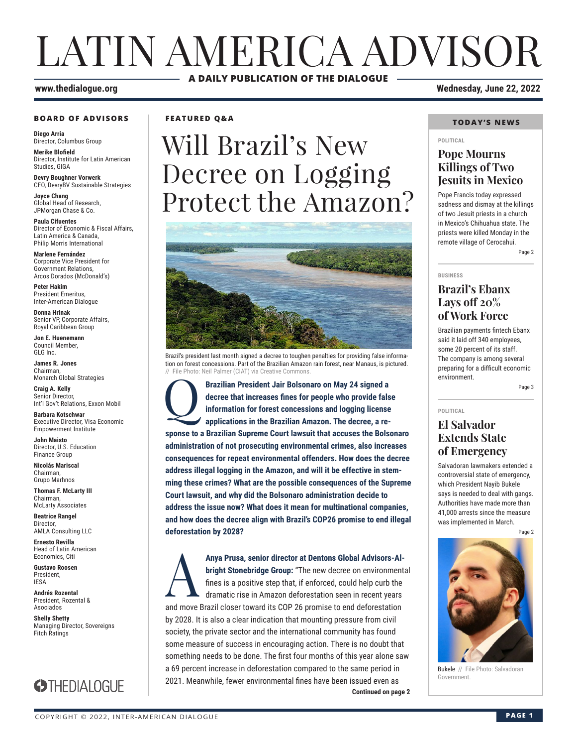# LATIN AMERICA ADVISOR

**A DAILY PUBLICATION OF THE DIALOGUE**

www.thedialogue.org

Wednesday, June 22, 2022

**BOARD OF ADVISORS**

**Diego Arria**
Director, Columbus Group

**Merike Blofield**
Director, Institute for Latin American Studies, GIGA

**Devry Boughner Vorwerk**
CEO, DevryBV Sustainable Strategies

**Joyce Chang**
Global Head of Research, JPMorgan Chase & Co.

**Paula Cifuentes**
Director of Economic & Fiscal Affairs, Latin America & Canada, Philip Morris International

**Marlene Fernández**
Corporate Vice President for Government Relations, Arcos Dorados (McDonald's)

**Peter Hakim**
President Emeritus, Inter-American Dialogue

**Donna Hrinak**
Senior VP, Corporate Affairs, Royal Caribbean Group

**Jon E. Huenemann**
Council Member, GLG Inc.

**James R. Jones**
Chairman, Monarch Global Strategies

**Craig A. Kelly**
Senior Director, Int'l Gov't Relations, Exxon Mobil

**Barbara Kotschwar**
Executive Director, Visa Economic Empowerment Institute

**John Maisto**
Director, U.S. Education Finance Group

**Nicolás Mariscal**
Chairman, Grupo Marhnos

**Thomas F. McLarty III**
Chairman, McLarty Associates

**Beatrice Rangel**
Director, AMLA Consulting LLC

**Ernesto Revilla**
Head of Latin American Economics, Citi

**Gustavo Roosen**
President, IESA

**Andrés Rozental**
President, Rozental & Asociados

**Shelly Shetty**
Managing Director, Sovereigns Fitch Ratings

THEDIALOGUE

**FEATURED Q&A**

## Will Brazil's New Decree on Logging Protect the Amazon?

Brazil's president last month signed a decree to toughen penalties for providing false information on forest concessions. Part of the Brazilian Amazon rain forest, near Manaus, is pictured. // File Photo: Neil Palmer (CIAT) via Creative Commons.

**Q: Brazilian President Jair Bolsonaro on May 24 signed a decree that increases fines for people who provide false information for forest concessions and logging license applications in the Brazilian Amazon. The decree, a response to a Brazilian Supreme Court lawsuit that accuses the Bolsonaro administration of not prosecuting environmental crimes, also increases consequences for repeat environmental offenders. How does the decree address illegal logging in the Amazon, and will it be effective in stemming these crimes? What are the possible consequences of the Supreme Court lawsuit, and why did the Bolsonaro administration decide to address the issue now? What does it mean for multinational companies, and how does the decree align with Brazil's COP26 promise to end illegal deforestation by 2028?**

**A: Anya Prusa, senior director at Dentons Global Advisors-Albright Stonebridge Group:** "The new decree on environmental fines is a positive step that, if enforced, could help curb the dramatic rise in Amazon deforestation seen in recent years and move Brazil closer toward its COP 26 promise to end deforestation by 2028. It is also a clear indication that mounting pressure from civil society, the private sector and the international community has found some measure of success in encouraging action. There is no doubt that something needs to be done. The first four months of this year alone saw a 69 percent increase in deforestation compared to the same period in 2021. Meanwhile, fewer environmental fines have been issued even as

**Continued on page 2**

**TODAY'S NEWS**

POLITICAL

### Pope Mourns Killings of Two Jesuits in Mexico

Pope Francis today expressed sadness and dismay at the killings of two Jesuit priests in a church in Mexico's Chihuahua state. The priests were killed Monday in the remote village of Cerocahui.

Page 2

BUSINESS

### Brazil's Ebanx Lays off 20% of Work Force

Brazilian payments fintech Ebanx said it laid off 340 employees, some 20 percent of its staff. The company is among several preparing for a difficult economic environment.

Page 3

POLITICAL

### El Salvador Extends State of Emergency

Salvadoran lawmakers extended a controversial state of emergency, which President Nayib Bukele says is needed to deal with gangs. Authorities have made more than 41,000 arrests since the measure was implemented in March.

Page 2

Bukele // File Photo: Salvadoran Government.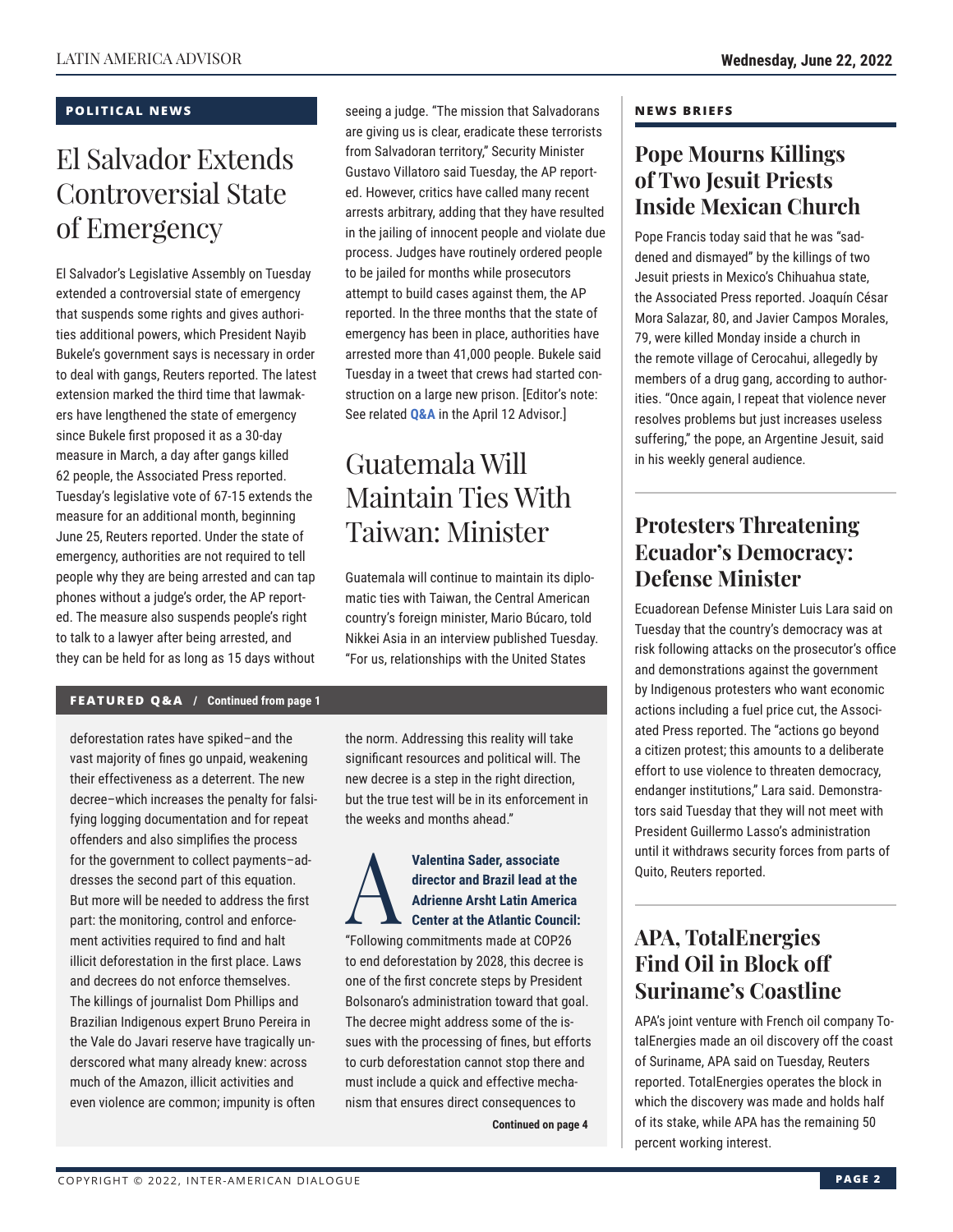## POLITICAL NEWS

# El Salvador Extends Controversial State of Emergency

El Salvador's Legislative Assembly on Tuesday extended a controversial state of emergency that suspends some rights and gives authorities additional powers, which President Nayib Bukele's government says is necessary in order to deal with gangs, Reuters reported. The latest extension marked the third time that lawmakers have lengthened the state of emergency since Bukele first proposed it as a 30-day measure in March, a day after gangs killed 62 people, the Associated Press reported. Tuesday's legislative vote of 67-15 extends the measure for an additional month, beginning June 25, Reuters reported. Under the state of emergency, authorities are not required to tell people why they are being arrested and can tap phones without a judge's order, the AP reported. The measure also suspends people's right to talk to a lawyer after being arrested, and they can be held for as long as 15 days without seeing a judge. "The mission that Salvadorans are giving us is clear, eradicate these terrorists from Salvadoran territory," Security Minister Gustavo Villatoro said Tuesday, the AP reported. However, critics have called many recent arrests arbitrary, adding that they have resulted in the jailing of innocent people and violate due process. Judges have routinely ordered people to be jailed for months while prosecutors attempt to build cases against them, the AP reported. In the three months that the state of emergency has been in place, authorities have arrested more than 41,000 people. Bukele said Tuesday in a tweet that crews had started construction on a large new prison. [Editor's note: See related **Q&A** in the April 12 Advisor.]

# Guatemala Will Maintain Ties With Taiwan: Minister

Guatemala will continue to maintain its diplomatic ties with Taiwan, the Central American country's foreign minister, Mario Búcaro, told Nikkei Asia in an interview published Tuesday. "For us, relationships with the United States

## FEATURED Q&A / Continued from page 1

deforestation rates have spiked–and the vast majority of fines go unpaid, weakening their effectiveness as a deterrent. The new decree–which increases the penalty for falsifying logging documentation and for repeat offenders and also simplifies the process for the government to collect payments–addresses the second part of this equation. But more will be needed to address the first part: the monitoring, control and enforcement activities required to find and halt illicit deforestation in the first place. Laws and decrees do not enforce themselves. The killings of journalist Dom Phillips and Brazilian Indigenous expert Bruno Pereira in the Vale do Javari reserve have tragically underscored what many already knew: across much of the Amazon, illicit activities and even violence are common; impunity is often the norm. Addressing this reality will take significant resources and political will. The new decree is a step in the right direction, but the true test will be in its enforcement in the weeks and months ahead."

**A: Valentina Sader, associate director and Brazil lead at the Adrienne Arsht Latin America Center at the Atlantic Council:** "Following commitments made at COP26 to end deforestation by 2028, this decree is one of the first concrete steps by President Bolsonaro's administration toward that goal. The decree might address some of the issues with the processing of fines, but efforts to curb deforestation cannot stop there and must include a quick and effective mechanism that ensures direct consequences to

**Continued on page 4**

## NEWS BRIEFS

### Pope Mourns Killings of Two Jesuit Priests Inside Mexican Church

Pope Francis today said that he was "saddened and dismayed" by the killings of two Jesuit priests in Mexico's Chihuahua state, the Associated Press reported. Joaquín César Mora Salazar, 80, and Javier Campos Morales, 79, were killed Monday inside a church in the remote village of Cerocahui, allegedly by members of a drug gang, according to authorities. "Once again, I repeat that violence never resolves problems but just increases useless suffering," the pope, an Argentine Jesuit, said in his weekly general audience.

### Protesters Threatening Ecuador's Democracy: Defense Minister

Ecuadorean Defense Minister Luis Lara said on Tuesday that the country's democracy was at risk following attacks on the prosecutor's office and demonstrations against the government by Indigenous protesters who want economic actions including a fuel price cut, the Associated Press reported. The "actions go beyond a citizen protest; this amounts to a deliberate effort to use violence to threaten democracy, endanger institutions," Lara said. Demonstrators said Tuesday that they will not meet with President Guillermo Lasso's administration until it withdraws security forces from parts of Quito, Reuters reported.

### APA, TotalEnergies Find Oil in Block off Suriname's Coastline

APA's joint venture with French oil company TotalEnergies made an oil discovery off the coast of Suriname, APA said on Tuesday, Reuters reported. TotalEnergies operates the block in which the discovery was made and holds half of its stake, while APA has the remaining 50 percent working interest.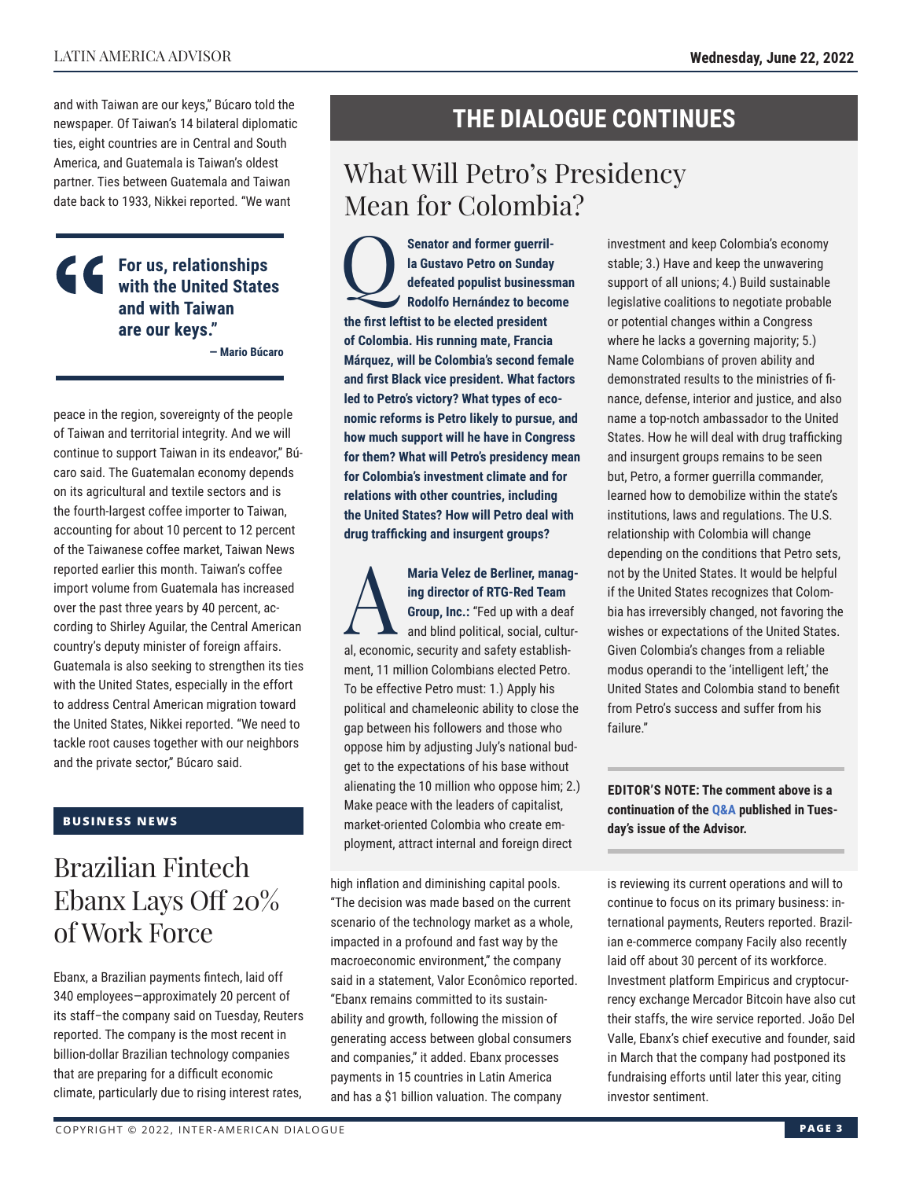and with Taiwan are our keys," Búcaro told the newspaper. Of Taiwan's 14 bilateral diplomatic ties, eight countries are in Central and South America, and Guatemala is Taiwan's oldest partner. Ties between Guatemala and Taiwan date back to 1933, Nikkei reported. "We want peace in the region, sovereignty of the people of Taiwan and territorial integrity. And we will continue to support Taiwan in its endeavor," Búcaro said. The Guatemalan economy depends on its agricultural and textile sectors and is the fourth-largest coffee importer to Taiwan, accounting for about 10 percent to 12 percent of the Taiwanese coffee market, Taiwan News reported earlier this month. Taiwan's coffee import volume from Guatemala has increased over the past three years by 40 percent, according to Shirley Aguilar, the Central American country's deputy minister of foreign affairs. Guatemala is also seeking to strengthen its ties with the United States, especially in the effort to address Central American migration toward the United States, Nikkei reported. "We need to tackle root causes together with our neighbors and the private sector," Búcaro said.

> **"For us, relationships with the United States and with Taiwan are our keys."**
>
> **— Mario Búcaro**

### BUSINESS NEWS

## Brazilian Fintech Ebanx Lays Off 20% of Work Force

Ebanx, a Brazilian payments fintech, laid off 340 employees—approximately 20 percent of its staff–the company said on Tuesday, Reuters reported. The company is the most recent in billion-dollar Brazilian technology companies that are preparing for a difficult economic climate, particularly due to rising interest rates, high inflation and diminishing capital pools. "The decision was made based on the current scenario of the technology market as a whole, impacted in a profound and fast way by the macroeconomic environment," the company said in a statement, Valor Econômico reported. "Ebanx remains committed to its sustainability and growth, following the mission of generating access between global consumers and companies," it added. Ebanx processes payments in 15 countries in Latin America and has a $1 billion valuation. The company is reviewing its current operations and will to continue to focus on its primary business: international payments, Reuters reported. Brazilian e-commerce company Facily also recently laid off about 30 percent of its workforce. Investment platform Empiricus and cryptocurrency exchange Mercador Bitcoin have also cut their staffs, the wire service reported. João Del Valle, Ebanx's chief executive and founder, said in March that the company had postponed its fundraising efforts until later this year, citing investor sentiment.

## THE DIALOGUE CONTINUES

## What Will Petro's Presidency Mean for Colombia?

**Q: Senator and former guerrilla Gustavo Petro on Sunday defeated populist businessman Rodolfo Hernández to become the first leftist to be elected president of Colombia. His running mate, Francia Márquez, will be Colombia's second female and first Black vice president. What factors led to Petro's victory? What types of economic reforms is Petro likely to pursue, and how much support will he have in Congress for them? What will Petro's presidency mean for Colombia's investment climate and for relations with other countries, including the United States? How will Petro deal with drug trafficking and insurgent groups?**

**A: Maria Velez de Berliner, managing director of RTG-Red Team Group, Inc.:** "Fed up with a deaf and blind political, social, cultural, economic, security and safety establishment, 11 million Colombians elected Petro. To be effective Petro must: 1.) Apply his political and chameleonic ability to close the gap between his followers and those who oppose him by adjusting July's national budget to the expectations of his base without alienating the 10 million who oppose him; 2.) Make peace with the leaders of capitalist, market-oriented Colombia who create employment, attract internal and foreign direct investment and keep Colombia's economy stable; 3.) Have and keep the unwavering support of all unions; 4.) Build sustainable legislative coalitions to negotiate probable or potential changes within a Congress where he lacks a governing majority; 5.) Name Colombians of proven ability and demonstrated results to the ministries of finance, defense, interior and justice, and also name a top-notch ambassador to the United States. How he will deal with drug trafficking and insurgent groups remains to be seen but, Petro, a former guerrilla commander, learned how to demobilize within the state's institutions, laws and regulations. The U.S. relationship with Colombia will change depending on the conditions that Petro sets, not by the United States. It would be helpful if the United States recognizes that Colombia has irreversibly changed, not favoring the wishes or expectations of the United States. Given Colombia's changes from a reliable modus operandi to the 'intelligent left,' the United States and Colombia stand to benefit from Petro's success and suffer from his failure."

**EDITOR'S NOTE: The comment above is a continuation of the Q&A published in Tuesday's issue of the Advisor.**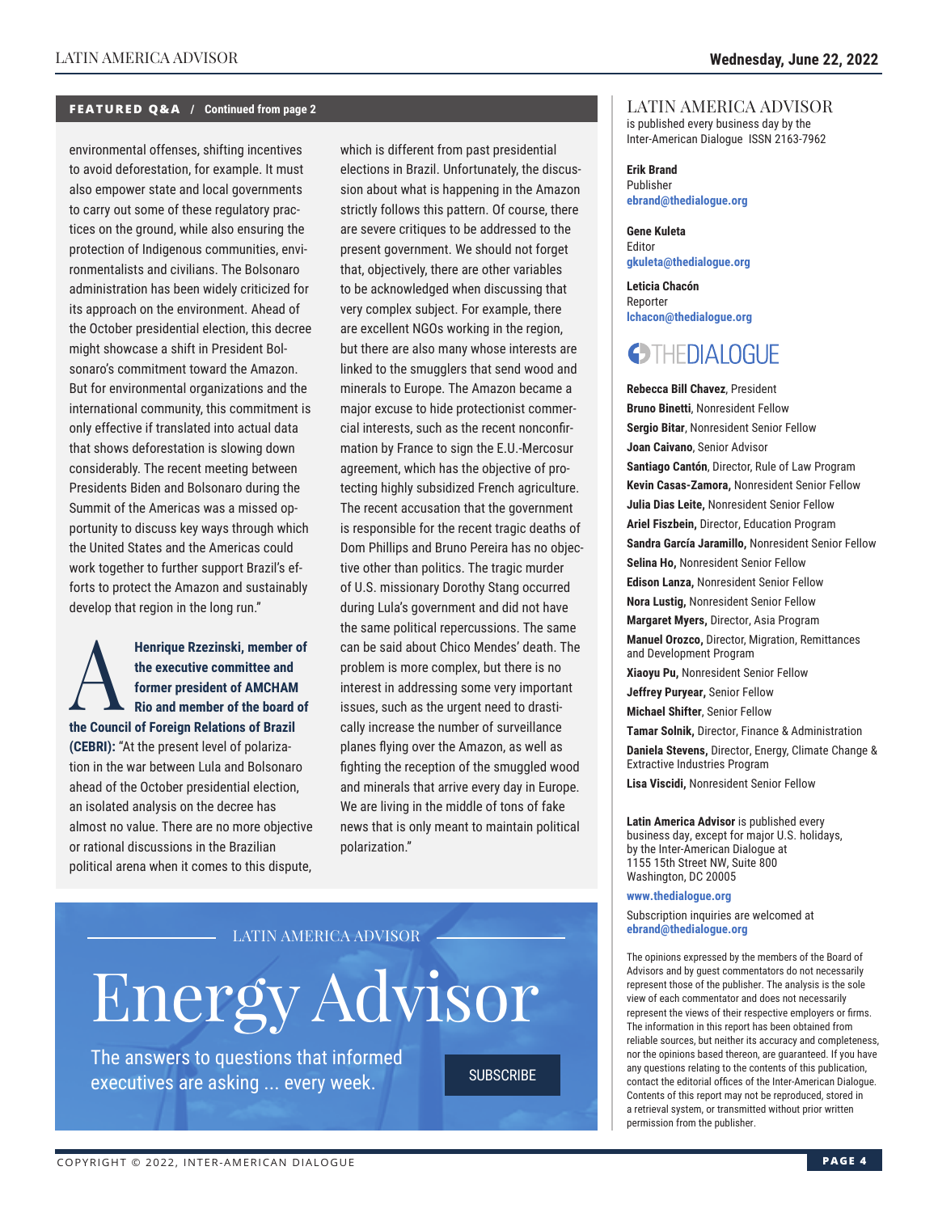**FEATURED Q&A / Continued from page 2**

environmental offenses, shifting incentives to avoid deforestation, for example. It must also empower state and local governments to carry out some of these regulatory practices on the ground, while also ensuring the protection of Indigenous communities, environmentalists and civilians. The Bolsonaro administration has been widely criticized for its approach on the environment. Ahead of the October presidential election, this decree might showcase a shift in President Bolsonaro's commitment toward the Amazon. But for environmental organizations and the international community, this commitment is only effective if translated into actual data that shows deforestation is slowing down considerably. The recent meeting between Presidents Biden and Bolsonaro during the Summit of the Americas was a missed opportunity to discuss key ways through which the United States and the Americas could work together to further support Brazil's efforts to protect the Amazon and sustainably develop that region in the long run."

**A Henrique Rzezinski, member of the executive committee and former president of AMCHAM Rio and member of the board of the Council of Foreign Relations of Brazil (CEBRI):** "At the present level of polarization in the war between Lula and Bolsonaro ahead of the October presidential election, an isolated analysis on the decree has almost no value. There are no more objective or rational discussions in the Brazilian political arena when it comes to this dispute, which is different from past presidential elections in Brazil. Unfortunately, the discussion about what is happening in the Amazon strictly follows this pattern. Of course, there are severe critiques to be addressed to the present government. We should not forget that, objectively, there are other variables to be acknowledged when discussing that very complex subject. For example, there are excellent NGOs working in the region, but there are also many whose interests are linked to the smugglers that send wood and minerals to Europe. The Amazon became a major excuse to hide protectionist commercial interests, such as the recent nonconfirmation by France to sign the E.U.-Mercosur agreement, which has the objective of protecting highly subsidized French agriculture. The recent accusation that the government is responsible for the recent tragic deaths of Dom Phillips and Bruno Pereira has no objective other than politics. The tragic murder of U.S. missionary Dorothy Stang occurred during Lula's government and did not have the same political repercussions. The same can be said about Chico Mendes' death. The problem is more complex, but there is no interest in addressing some very important issues, such as the urgent need to drastically increase the number of surveillance planes flying over the Amazon, as well as fighting the reception of the smuggled wood and minerals that arrive every day in Europe. We are living in the middle of tons of fake news that is only meant to maintain political polarization."

LATIN AMERICA ADVISOR

# Energy Advisor

The answers to questions that informed executives are asking ... every week.

SUBSCRIBE

LATIN AMERICA ADVISOR
is published every business day by the Inter-American Dialogue ISSN 2163-7962

**Erik Brand**
Publisher
**ebrand@thedialogue.org**

**Gene Kuleta**
Editor
**gkuleta@thedialogue.org**

**Leticia Chacón**
Reporter
**lchacon@thedialogue.org**

THEDIALOGUE

**Rebecca Bill Chavez**, President
**Bruno Binetti**, Nonresident Fellow
**Sergio Bitar**, Nonresident Senior Fellow
**Joan Caivano**, Senior Advisor
**Santiago Cantón**, Director, Rule of Law Program
**Kevin Casas-Zamora,** Nonresident Senior Fellow
**Julia Dias Leite,** Nonresident Senior Fellow
**Ariel Fiszbein,** Director, Education Program
**Sandra García Jaramillo,** Nonresident Senior Fellow
**Selina Ho,** Nonresident Senior Fellow
**Edison Lanza,** Nonresident Senior Fellow
**Nora Lustig,** Nonresident Senior Fellow
**Margaret Myers,** Director, Asia Program
**Manuel Orozco,** Director, Migration, Remittances and Development Program
**Xiaoyu Pu,** Nonresident Senior Fellow
**Jeffrey Puryear,** Senior Fellow
**Michael Shifter,** Senior Fellow
**Tamar Solnik,** Director, Finance & Administration
**Daniela Stevens,** Director, Energy, Climate Change & Extractive Industries Program
**Lisa Viscidi,** Nonresident Senior Fellow

**Latin America Advisor** is published every business day, except for major U.S. holidays, by the Inter-American Dialogue at 1155 15th Street NW, Suite 800 Washington, DC 20005

**www.thedialogue.org**

Subscription inquiries are welcomed at **ebrand@thedialogue.org**

The opinions expressed by the members of the Board of Advisors and by guest commentators do not necessarily represent those of the publisher. The analysis is the sole view of each commentator and does not necessarily represent the views of their respective employers or firms. The information in this report has been obtained from reliable sources, but neither its accuracy and completeness, nor the opinions based thereon, are guaranteed. If you have any questions relating to the contents of this publication, contact the editorial offices of the Inter-American Dialogue. Contents of this report may not be reproduced, stored in a retrieval system, or transmitted without prior written permission from the publisher.

COPYRIGHT © 2022, INTER-AMERICAN DIALOGUE